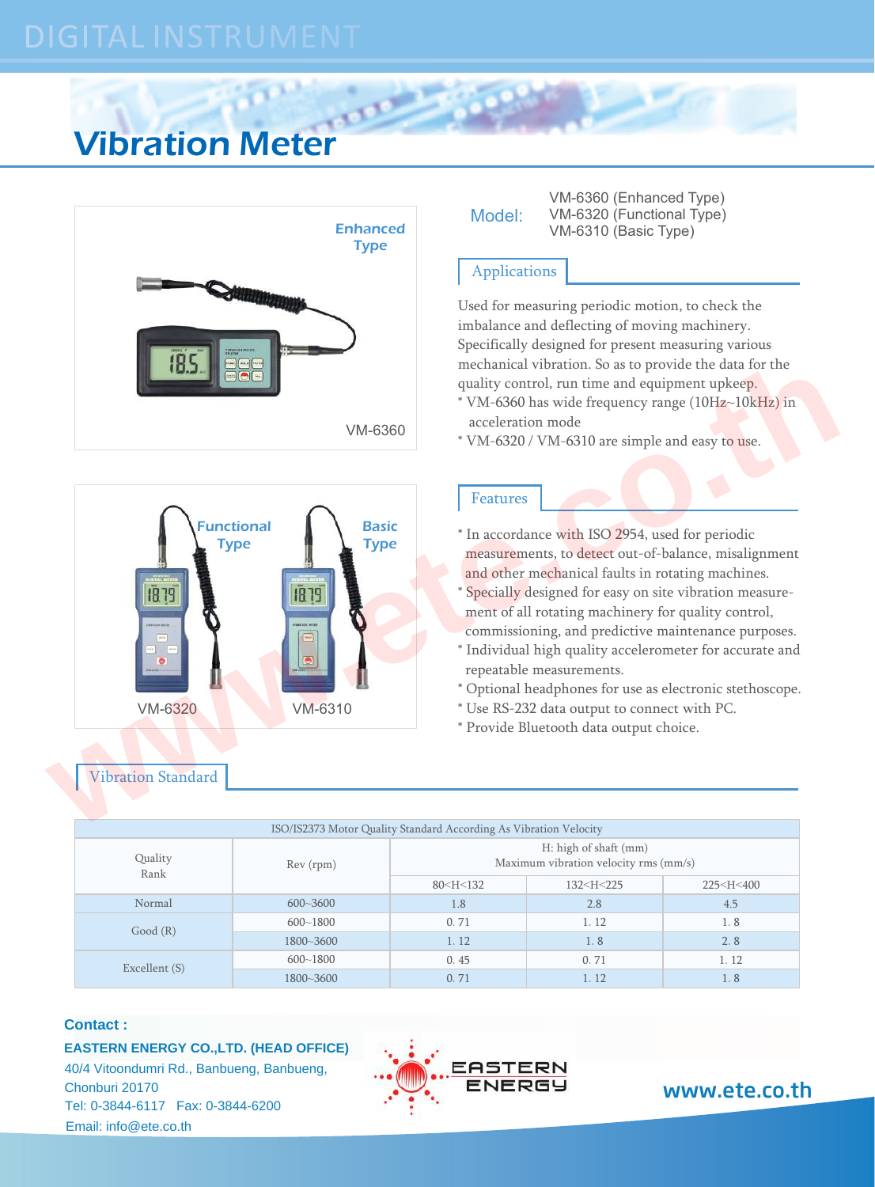# DIGITAL INSTRUMENT

## Vibration Meter

Enhanced Type

VM-6360

Functional Type

Basic Type

VM-6320

VM-6310

**Model:** VM-6360 (Enhanced Type)
VM-6320 (Functional Type)
VM-6310 (Basic Type)

### Applications

Used for measuring periodic motion, to check the imbalance and deflecting of moving machinery. Specifically designed for present measuring various mechanical vibration. So as to provide the data for the quality control, run time and equipment upkeep.

* VM-6360 has wide frequency range (10Hz~10kHz) in acceleration mode
* VM-6320 / VM-6310 are simple and easy to use.

### Features

* In accordance with ISO 2954, used for periodic measurements, to detect out-of-balance, misalignment and other mechanical faults in rotating machines.
* Specially designed for easy on site vibration measurement of all rotating machinery for quality control, commissioning, and predictive maintenance purposes.
* Individual high quality accelerometer for accurate and repeatable measurements.
* Optional headphones for use as electronic stethoscope.
* Use RS-232 data output to connect with PC.
* Provide Bluetooth data output choice.

### Vibration Standard

ISO/IS2373 Motor Quality Standard According As Vibration Velocity

| Quality Rank | Rev (rpm) | H: high of shaft (mm) Maximum vibration velocity rms (mm/s) | | |
|---|---|---|---|---|
| | | 80<H<132 | 132<H<225 | 225<H<400 |
| Normal | 600~3600 | 1.8 | 2.8 | 4.5 |
| Good (R) | 600~1800 | 0. 71 | 1. 12 | 1. 8 |
| | 1800~3600 | 1. 12 | 1. 8 | 2. 8 |
| Excellent (S) | 600~1800 | 0. 45 | 0. 71 | 1. 12 |
| | 1800~3600 | 0. 71 | 1. 12 | 1. 8 |

**Contact :**

**EASTERN ENERGY CO.,LTD. (HEAD OFFICE)**
40/4 Vitoondumri Rd., Banbueng, Banbueng,
Chonburi 20170
Tel: 0-3844-6117 Fax: 0-3844-6200
Email: info@ete.co.th

EASTERN ENERGY

www.ete.co.th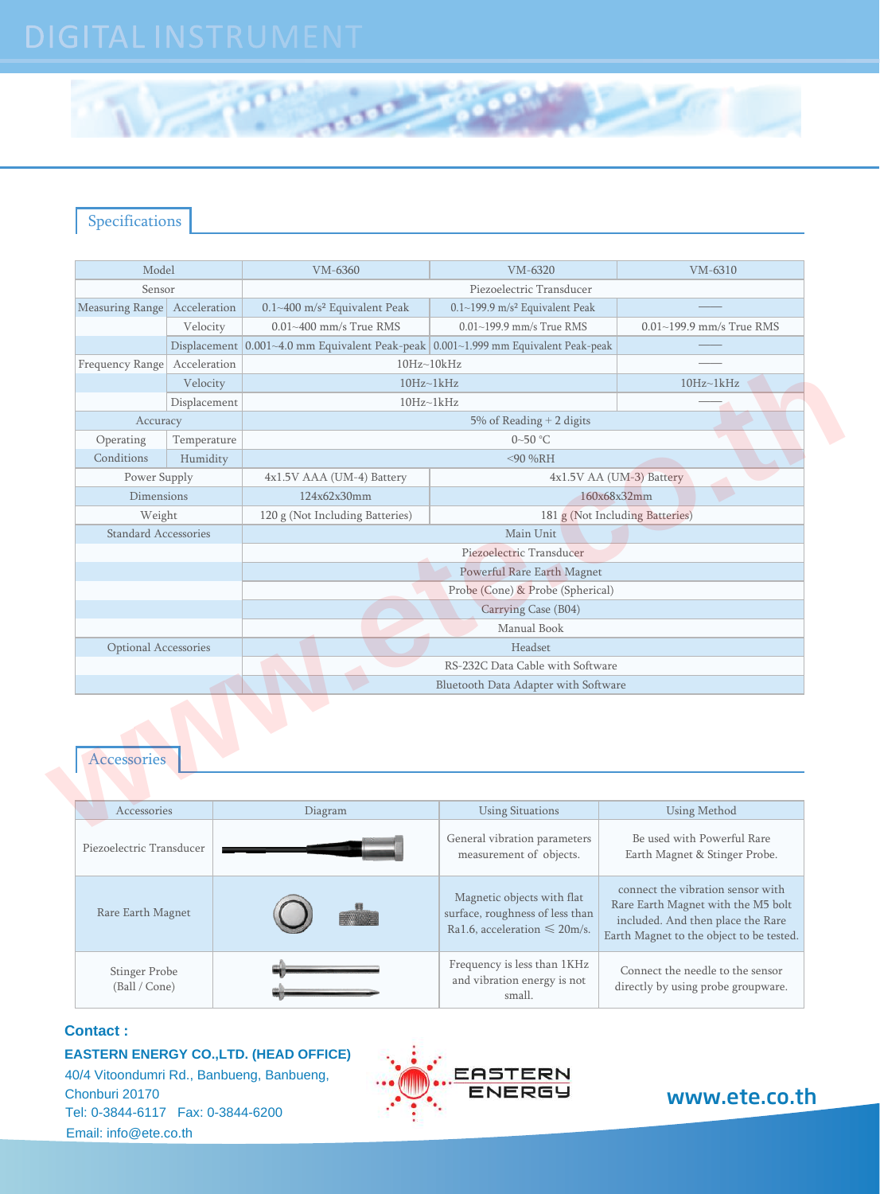## Specifications

| Model | | VM-6360 | VM-6320 | VM-6310 |
|---|---|---|---|---|
| Sensor | | Piezoelectric Transducer | | |
| Measuring Range | Acceleration | 0.1~400 m/s² Equivalent Peak | 0.1~199.9 m/s² Equivalent Peak | —— |
| | Velocity | 0.01~400 mm/s True RMS | 0.01~199.9 mm/s True RMS | 0.01~199.9 mm/s True RMS |
| | Displacement | 0.001~4.0 mm Equivalent Peak-peak | 0.001~1.999 mm Equivalent Peak-peak | —— |
| Frequency Range | Acceleration | 10Hz~10kHz | | —— |
| | Velocity | 10Hz~1kHz | | 10Hz~1kHz |
| | Displacement | 10Hz~1kHz | | —— |
| Accuracy | | 5% of Reading + 2 digits | | |
| Operating Conditions | Temperature | 0~50 °C | | |
| | Humidity | <90 %RH | | |
| Power Supply | | 4x1.5V AAA (UM-4) Battery | 4x1.5V AA (UM-3) Battery | |
| Dimensions | | 124x62x30mm | 160x68x32mm | |
| Weight | | 120 g (Not Including Batteries) | 181 g (Not Including Batteries) | |
| Standard Accessories | | Main Unit | | |
| | | Piezoelectric Transducer | | |
| | | Powerful Rare Earth Magnet | | |
| | | Probe (Cone) & Probe (Spherical) | | |
| | | Carrying Case (B04) | | |
| | | Manual Book | | |
| Optional Accessories | | Headset | | |
| | | RS-232C Data Cable with Software | | |
| | | Bluetooth Data Adapter with Software | | |

## Accessories

| Accessories | Diagram | Using Situations | Using Method |
|---|---|---|---|
| Piezoelectric Transducer | | General vibration parameters measurement of objects. | Be used with Powerful Rare Earth Magnet & Stinger Probe. |
| Rare Earth Magnet | | Magnetic objects with flat surface, roughness of less than Ra1.6, acceleration ≤ 20m/s. | connect the vibration sensor with Rare Earth Magnet with the M5 bolt included. And then place the Rare Earth Magnet to the object to be tested. |
| Stinger Probe (Ball / Cone) | | Frequency is less than 1KHz and vibration energy is not small. | Connect the needle to the sensor directly by using probe groupware. |

**Contact :**

**EASTERN ENERGY CO.,LTD. (HEAD OFFICE)**

40/4 Vitoondumri Rd., Banbueng, Banbueng,
Chonburi 20170
Tel: 0-3844-6117 Fax: 0-3844-6200
Email: info@ete.co.th

EASTERN ENERGY

www.ete.co.th